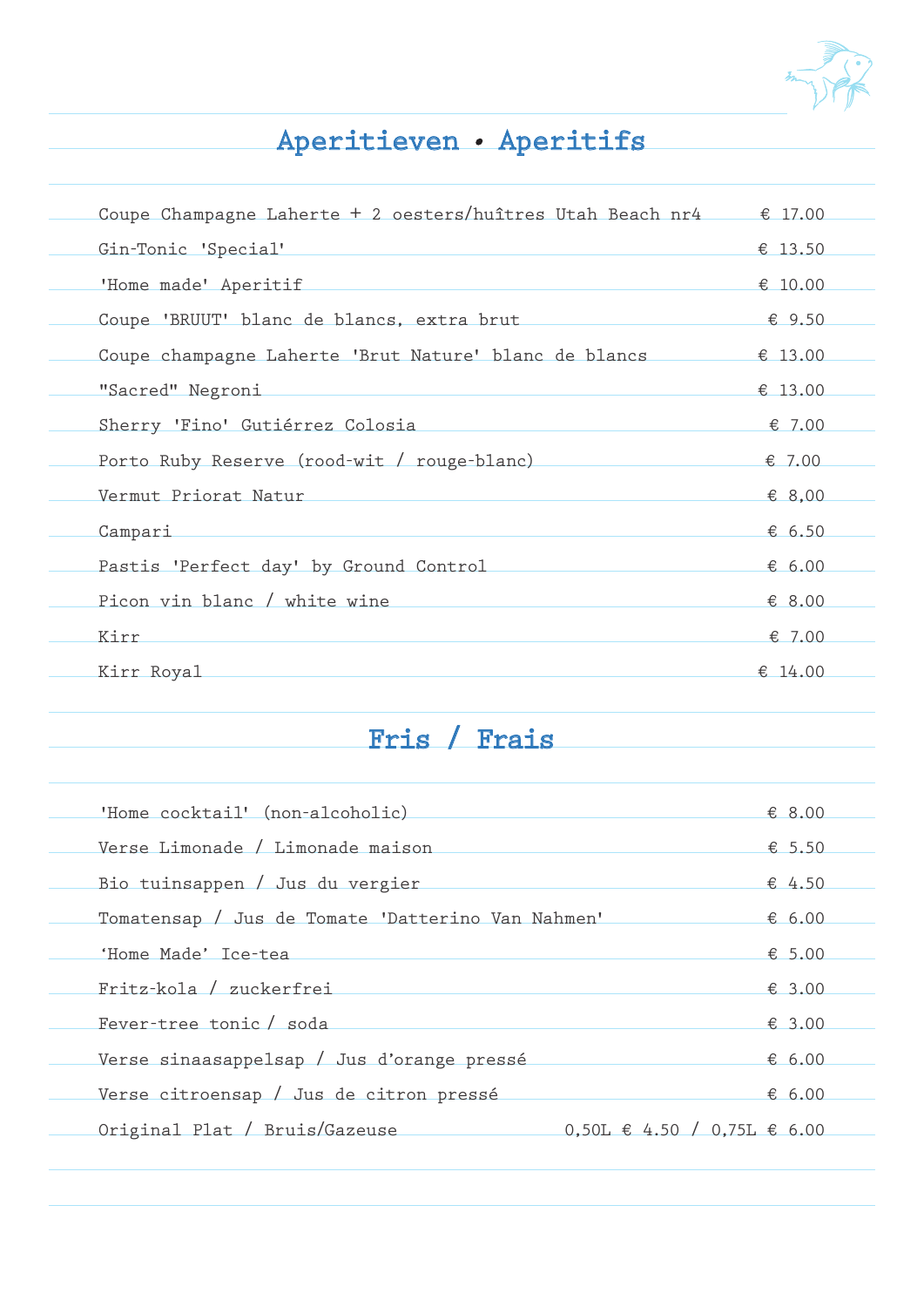## Aperitieven • Aperitifs

| | |
|---|---|
| Coupe Champagne Laherte + 2 oesters/huîtres Utah Beach nr4 | € 17.00 |
| Gin-Tonic 'Special' | € 13.50 |
| 'Home made' Aperitif | € 10.00 |
| Coupe 'BRUUT' blanc de blancs, extra brut | € 9.50 |
| Coupe champagne Laherte 'Brut Nature' blanc de blancs | € 13.00 |
| "Sacred" Negroni | € 13.00 |
| Sherry 'Fino' Gutiérrez Colosia | € 7.00 |
| Porto Ruby Reserve (rood-wit / rouge-blanc) | € 7.00 |
| Vermut Priorat Natur | € 8,00 |
| Campari | € 6.50 |
| Pastis 'Perfect day' by Ground Control | € 6.00 |
| Picon vin blanc / white wine | € 8.00 |
| Kirr | € 7.00 |
| Kirr Royal | € 14.00 |

## Fris / Frais

| | |
|---|---|
| 'Home cocktail' (non-alcoholic) | € 8.00 |
| Verse Limonade / Limonade maison | € 5.50 |
| Bio tuinsappen / Jus du vergier | € 4.50 |
| Tomatensap / Jus de Tomate 'Datterino Van Nahmen' | € 6.00 |
| 'Home Made' Ice-tea | € 5.00 |
| Fritz-kola / zuckerfrei | € 3.00 |
| Fever-tree tonic / soda | € 3.00 |
| Verse sinaasappelsap / Jus d'orange pressé | € 6.00 |
| Verse citroensap / Jus de citron pressé | € 6.00 |
| Original Plat / Bruis/Gazeuse | 0,50L € 4.50 / 0,75L € 6.00 |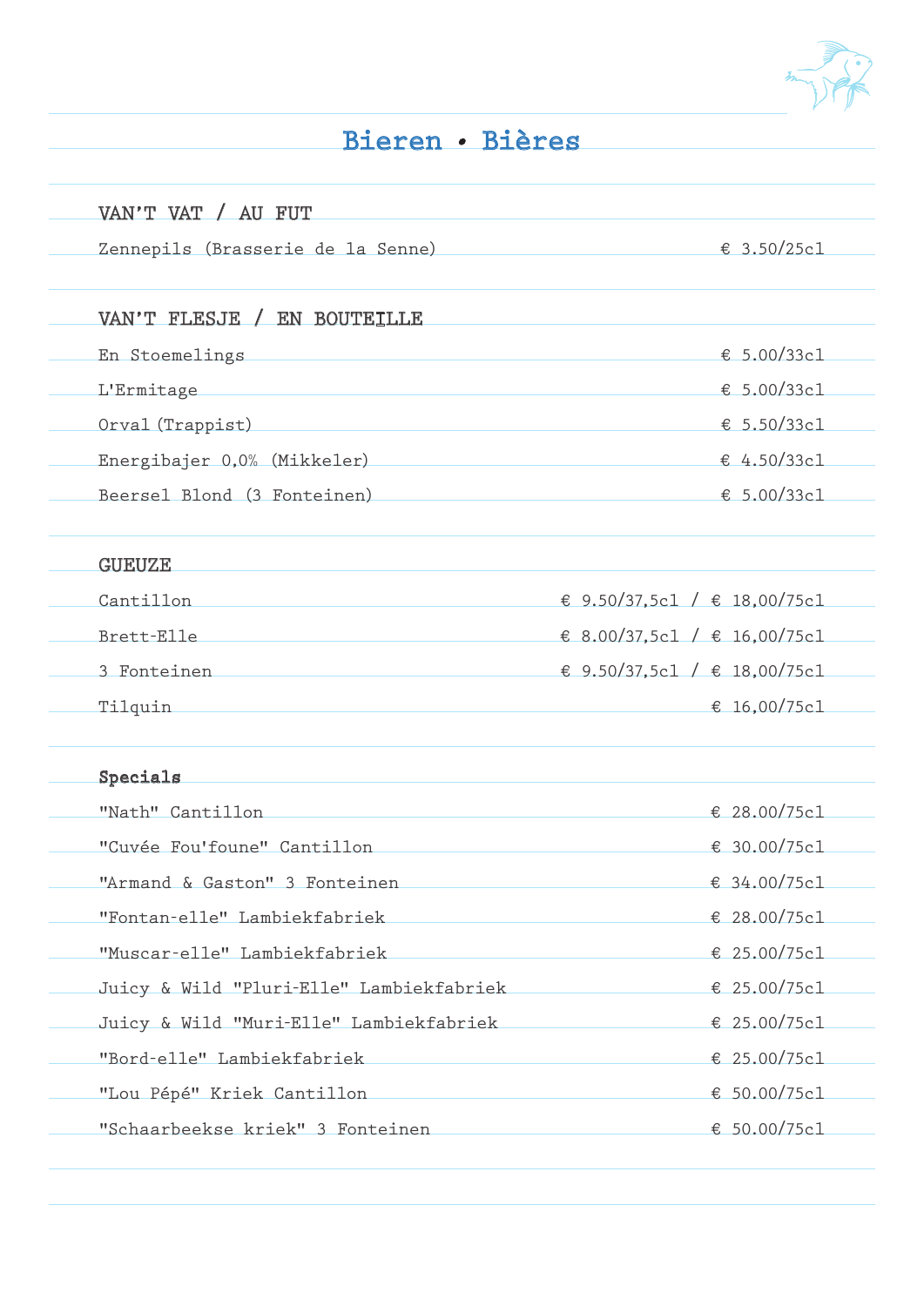# Bieren • Bières

## VAN'T VAT / AU FUT

| | |
|---|---|
| Zennepils (Brasserie de la Senne) | € 3.50/25cl |

## VAN'T FLESJE / EN BOUTEILLE

| | |
|---|---|
| En Stoemelings | € 5.00/33cl |
| L'Ermitage | € 5.00/33cl |
| Orval (Trappist) | € 5.50/33cl |
| Energibajer 0,0% (Mikkeler) | € 4.50/33cl |
| Beersel Blond (3 Fonteinen) | € 5.00/33cl |

## GUEUZE

| | |
|---|---|
| Cantillon | € 9.50/37,5cl / € 18,00/75cl |
| Brett-Elle | € 8.00/37,5cl / € 16,00/75cl |
| 3 Fonteinen | € 9.50/37,5cl / € 18,00/75cl |
| Tilquin | € 16,00/75cl |

## Specials

| | |
|---|---|
| "Nath" Cantillon | € 28.00/75cl |
| "Cuvée Fou'foune" Cantillon | € 30.00/75cl |
| "Armand & Gaston" 3 Fonteinen | € 34.00/75cl |
| "Fontan-elle" Lambiekfabriek | € 28.00/75cl |
| "Muscar-elle" Lambiekfabriek | € 25.00/75cl |
| Juicy & Wild "Pluri-Elle" Lambiekfabriek | € 25.00/75cl |
| Juicy & Wild "Muri-Elle" Lambiekfabriek | € 25.00/75cl |
| "Bord-elle" Lambiekfabriek | € 25.00/75cl |
| "Lou Pépé" Kriek Cantillon | € 50.00/75cl |
| "Schaarbeekse kriek" 3 Fonteinen | € 50.00/75cl |